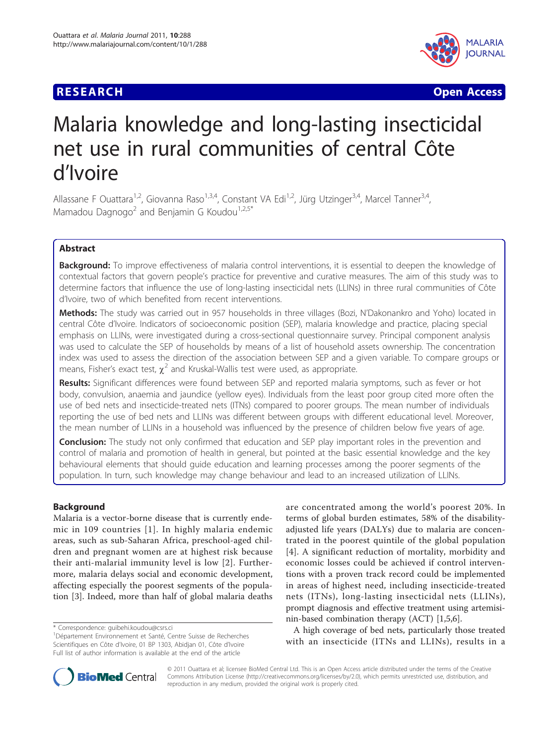**RESEARCH** **Open Access**

# Malaria knowledge and long-lasting insecticidal net use in rural communities of central Côte d'Ivoire

Allassane F Ouattara[1,2], Giovanna Raso[1,3,4], Constant VA Edi[1,2], Jürg Utzinger[3,4], Marcel Tanner[3,4], Mamadou Dagnogo[2] and Benjamin G Koudou[1,2,5*]

## Abstract

**Background:** To improve effectiveness of malaria control interventions, it is essential to deepen the knowledge of contextual factors that govern people's practice for preventive and curative measures. The aim of this study was to determine factors that influence the use of long-lasting insecticidal nets (LLINs) in three rural communities of Côte d'Ivoire, two of which benefited from recent interventions.

**Methods:** The study was carried out in 957 households in three villages (Bozi, N'Dakonankro and Yoho) located in central Côte d'Ivoire. Indicators of socioeconomic position (SEP), malaria knowledge and practice, placing special emphasis on LLINs, were investigated during a cross-sectional questionnaire survey. Principal component analysis was used to calculate the SEP of households by means of a list of household assets ownership. The concentration index was used to assess the direction of the association between SEP and a given variable. To compare groups or means, Fisher's exact test, $\chi^2$ and Kruskal-Wallis test were used, as appropriate.

**Results:** Significant differences were found between SEP and reported malaria symptoms, such as fever or hot body, convulsion, anaemia and jaundice (yellow eyes). Individuals from the least poor group cited more often the use of bed nets and insecticide-treated nets (ITNs) compared to poorer groups. The mean number of individuals reporting the use of bed nets and LLINs was different between groups with different educational level. Moreover, the mean number of LLINs in a household was influenced by the presence of children below five years of age.

**Conclusion:** The study not only confirmed that education and SEP play important roles in the prevention and control of malaria and promotion of health in general, but pointed at the basic essential knowledge and the key behavioural elements that should guide education and learning processes among the poorer segments of the population. In turn, such knowledge may change behaviour and lead to an increased utilization of LLINs.

## Background

Malaria is a vector-borne disease that is currently endemic in 109 countries [1]. In highly malaria endemic areas, such as sub-Saharan Africa, preschool-aged children and pregnant women are at highest risk because their anti-malarial immunity level is low [2]. Furthermore, malaria delays social and economic development, affecting especially the poorest segments of the population [3]. Indeed, more than half of global malaria deaths are concentrated among the world's poorest 20%. In terms of global burden estimates, 58% of the disability-adjusted life years (DALYs) due to malaria are concentrated in the poorest quintile of the global population [4]. A significant reduction of mortality, morbidity and economic losses could be achieved if control interventions with a proven track record could be implemented in areas of highest need, including insecticide-treated nets (ITNs), long-lasting insecticidal nets (LLINs), prompt diagnosis and effective treatment using artemisinin-based combination therapy (ACT) [1,5,6].

A high coverage of bed nets, particularly those treated with an insecticide (ITNs and LLINs), results in a

\* Correspondence: guibehi.koudou@csrs.ci
[1]Département Environnement et Santé, Centre Suisse de Recherches Scientifiques en Côte d'Ivoire, 01 BP 1303, Abidjan 01, Côte d'Ivoire
Full list of author information is available at the end of the article

© 2011 Ouattara et al; licensee BioMed Central Ltd. This is an Open Access article distributed under the terms of the Creative Commons Attribution License (http://creativecommons.org/licenses/by/2.0), which permits unrestricted use, distribution, and reproduction in any medium, provided the original work is properly cited.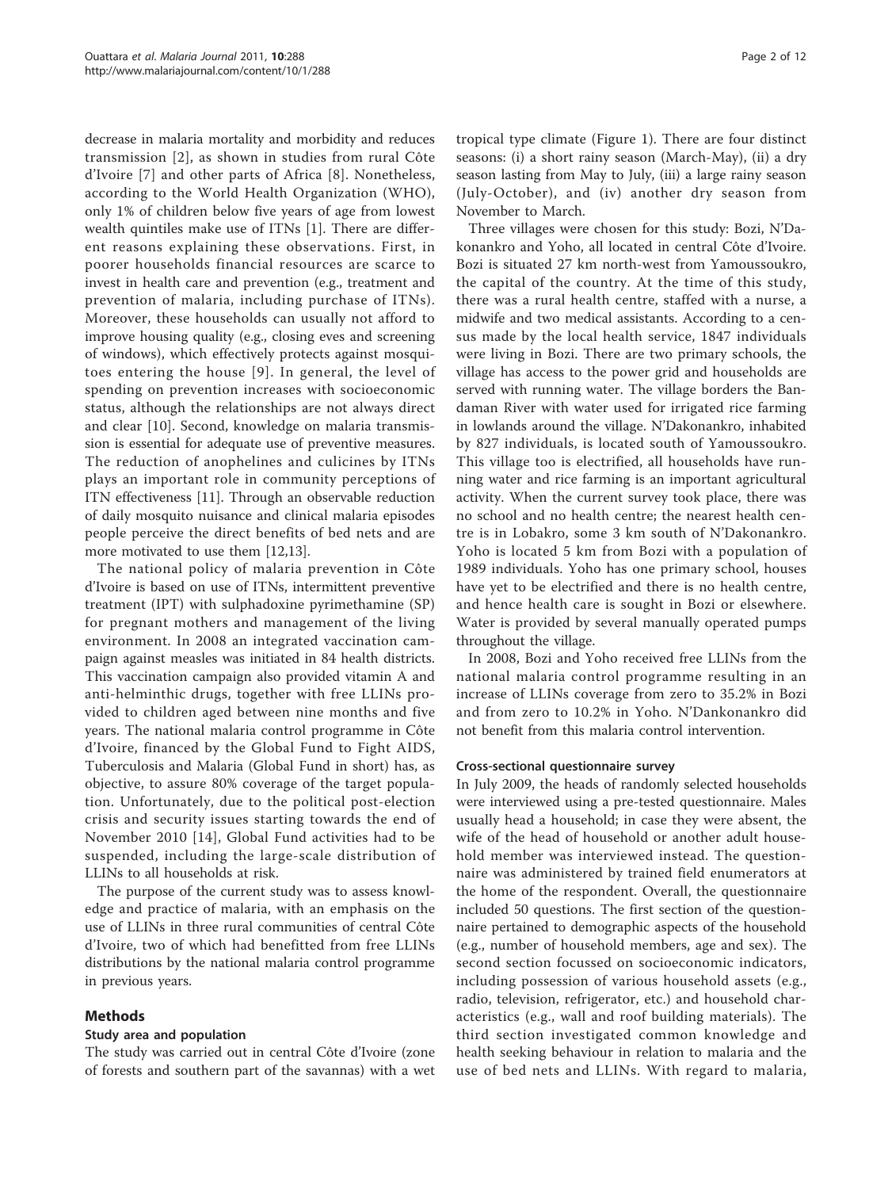decrease in malaria mortality and morbidity and reduces transmission [2], as shown in studies from rural Côte d'Ivoire [7] and other parts of Africa [8]. Nonetheless, according to the World Health Organization (WHO), only 1% of children below five years of age from lowest wealth quintiles make use of ITNs [1]. There are different reasons explaining these observations. First, in poorer households financial resources are scarce to invest in health care and prevention (e.g., treatment and prevention of malaria, including purchase of ITNs). Moreover, these households can usually not afford to improve housing quality (e.g., closing eves and screening of windows), which effectively protects against mosquitoes entering the house [9]. In general, the level of spending on prevention increases with socioeconomic status, although the relationships are not always direct and clear [10]. Second, knowledge on malaria transmission is essential for adequate use of preventive measures. The reduction of anophelines and culicines by ITNs plays an important role in community perceptions of ITN effectiveness [11]. Through an observable reduction of daily mosquito nuisance and clinical malaria episodes people perceive the direct benefits of bed nets and are more motivated to use them [12,13].

The national policy of malaria prevention in Côte d'Ivoire is based on use of ITNs, intermittent preventive treatment (IPT) with sulphadoxine pyrimethamine (SP) for pregnant mothers and management of the living environment. In 2008 an integrated vaccination campaign against measles was initiated in 84 health districts. This vaccination campaign also provided vitamin A and anti-helminthic drugs, together with free LLINs provided to children aged between nine months and five years. The national malaria control programme in Côte d'Ivoire, financed by the Global Fund to Fight AIDS, Tuberculosis and Malaria (Global Fund in short) has, as objective, to assure 80% coverage of the target population. Unfortunately, due to the political post-election crisis and security issues starting towards the end of November 2010 [14], Global Fund activities had to be suspended, including the large-scale distribution of LLINs to all households at risk.

The purpose of the current study was to assess knowledge and practice of malaria, with an emphasis on the use of LLINs in three rural communities of central Côte d'Ivoire, two of which had benefitted from free LLINs distributions by the national malaria control programme in previous years.

## Methods

### Study area and population

The study was carried out in central Côte d'Ivoire (zone of forests and southern part of the savannas) with a wet tropical type climate (Figure 1). There are four distinct seasons: (i) a short rainy season (March-May), (ii) a dry season lasting from May to July, (iii) a large rainy season (July-October), and (iv) another dry season from November to March.

Three villages were chosen for this study: Bozi, N'Dakonankro and Yoho, all located in central Côte d'Ivoire. Bozi is situated 27 km north-west from Yamoussoukro, the capital of the country. At the time of this study, there was a rural health centre, staffed with a nurse, a midwife and two medical assistants. According to a census made by the local health service, 1847 individuals were living in Bozi. There are two primary schools, the village has access to the power grid and households are served with running water. The village borders the Bandaman River with water used for irrigated rice farming in lowlands around the village. N'Dakonankro, inhabited by 827 individuals, is located south of Yamoussoukro. This village too is electrified, all households have running water and rice farming is an important agricultural activity. When the current survey took place, there was no school and no health centre; the nearest health centre is in Lobakro, some 3 km south of N'Dakonankro. Yoho is located 5 km from Bozi with a population of 1989 individuals. Yoho has one primary school, houses have yet to be electrified and there is no health centre, and hence health care is sought in Bozi or elsewhere. Water is provided by several manually operated pumps throughout the village.

In 2008, Bozi and Yoho received free LLINs from the national malaria control programme resulting in an increase of LLINs coverage from zero to 35.2% in Bozi and from zero to 10.2% in Yoho. N'Dankonankro did not benefit from this malaria control intervention.

### Cross-sectional questionnaire survey

In July 2009, the heads of randomly selected households were interviewed using a pre-tested questionnaire. Males usually head a household; in case they were absent, the wife of the head of household or another adult household member was interviewed instead. The questionnaire was administered by trained field enumerators at the home of the respondent. Overall, the questionnaire included 50 questions. The first section of the questionnaire pertained to demographic aspects of the household (e.g., number of household members, age and sex). The second section focussed on socioeconomic indicators, including possession of various household assets (e.g., radio, television, refrigerator, etc.) and household characteristics (e.g., wall and roof building materials). The third section investigated common knowledge and health seeking behaviour in relation to malaria and the use of bed nets and LLINs. With regard to malaria,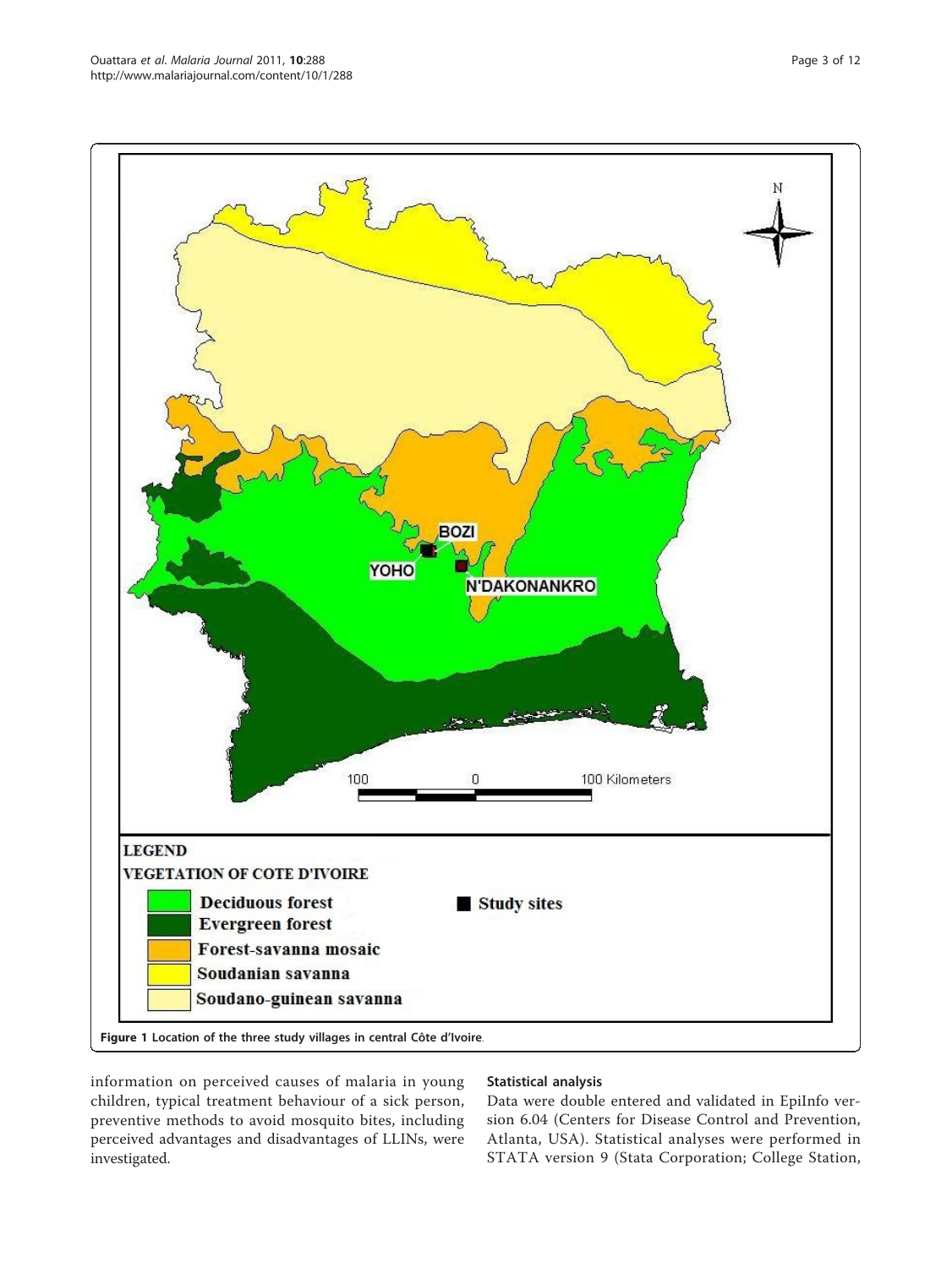**Figure 1 Location of the three study villages in central Côte d'Ivoire.**

information on perceived causes of malaria in young children, typical treatment behaviour of a sick person, preventive methods to avoid mosquito bites, including perceived advantages and disadvantages of LLINs, were investigated.

### Statistical analysis

Data were double entered and validated in EpiInfo version 6.04 (Centers for Disease Control and Prevention, Atlanta, USA). Statistical analyses were performed in STATA version 9 (Stata Corporation; College Station,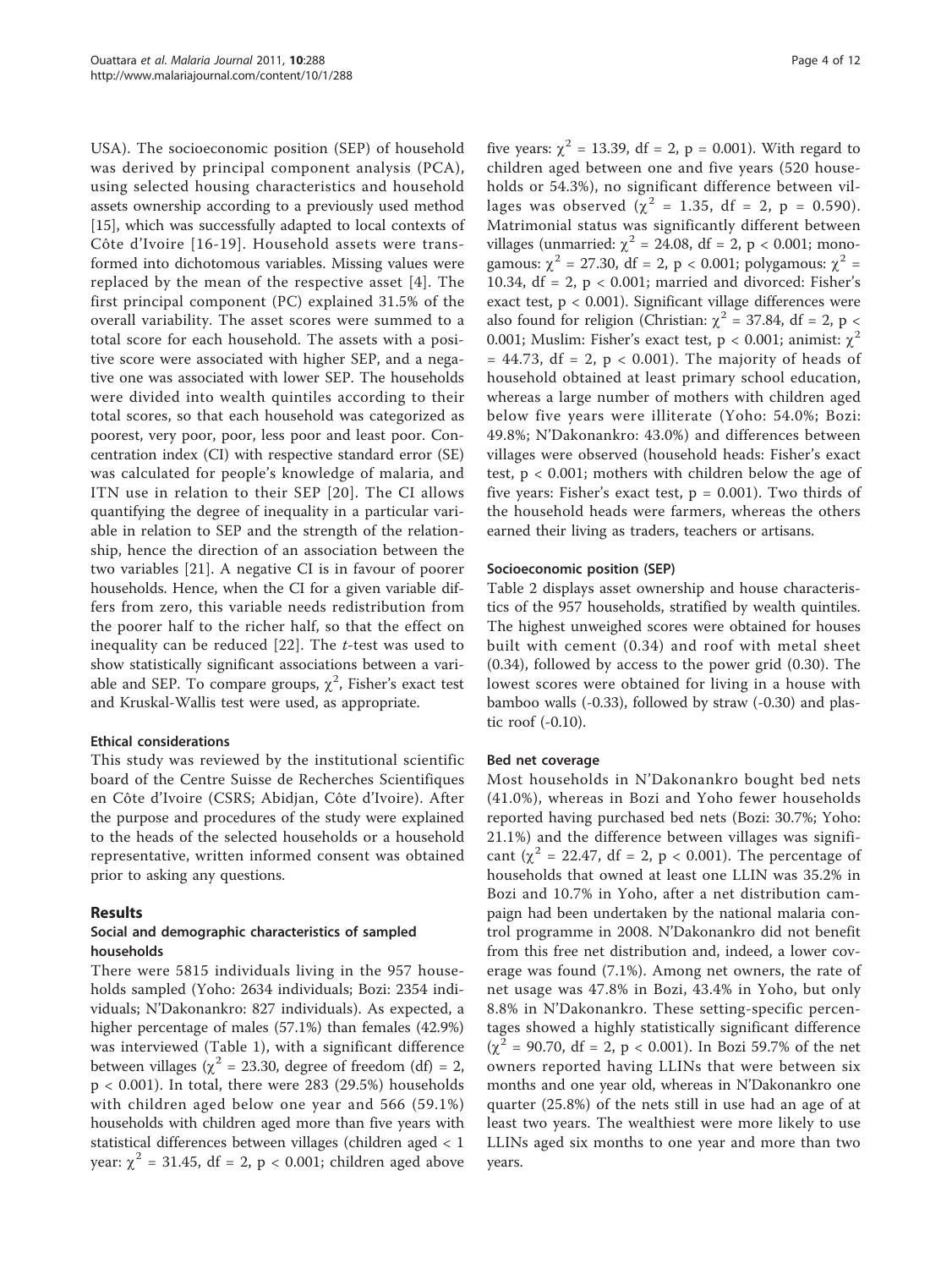USA). The socioeconomic position (SEP) of household was derived by principal component analysis (PCA), using selected housing characteristics and household assets ownership according to a previously used method [15], which was successfully adapted to local contexts of Côte d'Ivoire [16-19]. Household assets were transformed into dichotomous variables. Missing values were replaced by the mean of the respective asset [4]. The first principal component (PC) explained 31.5% of the overall variability. The asset scores were summed to a total score for each household. The assets with a positive score were associated with higher SEP, and a negative one was associated with lower SEP. The households were divided into wealth quintiles according to their total scores, so that each household was categorized as poorest, very poor, poor, less poor and least poor. Concentration index (CI) with respective standard error (SE) was calculated for people's knowledge of malaria, and ITN use in relation to their SEP [20]. The CI allows quantifying the degree of inequality in a particular variable in relation to SEP and the strength of the relationship, hence the direction of an association between the two variables [21]. A negative CI is in favour of poorer households. Hence, when the CI for a given variable differs from zero, this variable needs redistribution from the poorer half to the richer half, so that the effect on inequality can be reduced [22]. The *t*-test was used to show statistically significant associations between a variable and SEP. To compare groups, $\chi^2$, Fisher's exact test and Kruskal-Wallis test were used, as appropriate.

### Ethical considerations

This study was reviewed by the institutional scientific board of the Centre Suisse de Recherches Scientifiques en Côte d'Ivoire (CSRS; Abidjan, Côte d'Ivoire). After the purpose and procedures of the study were explained to the heads of the selected households or a household representative, written informed consent was obtained prior to asking any questions.

## Results

### Social and demographic characteristics of sampled households

There were 5815 individuals living in the 957 households sampled (Yoho: 2634 individuals; Bozi: 2354 individuals; N'Dakonankro: 827 individuals). As expected, a higher percentage of males (57.1%) than females (42.9%) was interviewed (Table 1), with a significant difference between villages ($\chi^2$ = 23.30, degree of freedom (df) = 2, $p < 0.001$). In total, there were 283 (29.5%) households with children aged below one year and 566 (59.1%) households with children aged more than five years with statistical differences between villages (children aged < 1 year: $\chi^2$ = 31.45, df = 2, $p < 0.001$; children aged above five years: $\chi^2$ = 13.39, df = 2, p = 0.001). With regard to children aged between one and five years (520 households or 54.3%), no significant difference between villages was observed ($\chi^2$ = 1.35, df = 2, p = 0.590). Matrimonial status was significantly different between villages (unmarried: $\chi^2$ = 24.08, df = 2, $p < 0.001$; monogamous: $\chi^2$ = 27.30, df = 2, $p < 0.001$; polygamous: $\chi^2$ = 10.34, df = 2, $p < 0.001$; married and divorced: Fisher's exact test, $p < 0.001$). Significant village differences were also found for religion (Christian: $\chi^2$ = 37.84, df = 2, $p < 0.001$; Muslim: Fisher's exact test, $p < 0.001$; animist: $\chi^2$ = 44.73, df = 2, $p < 0.001$). The majority of heads of household obtained at least primary school education, whereas a large number of mothers with children aged below five years were illiterate (Yoho: 54.0%; Bozi: 49.8%; N'Dakonankro: 43.0%) and differences between villages were observed (household heads: Fisher's exact test, $p < 0.001$; mothers with children below the age of five years: Fisher's exact test, p = 0.001). Two thirds of the household heads were farmers, whereas the others earned their living as traders, teachers or artisans.

### Socioeconomic position (SEP)

Table 2 displays asset ownership and house characteristics of the 957 households, stratified by wealth quintiles. The highest unweighed scores were obtained for houses built with cement (0.34) and roof with metal sheet (0.34), followed by access to the power grid (0.30). The lowest scores were obtained for living in a house with bamboo walls (-0.33), followed by straw (-0.30) and plastic roof (-0.10).

### Bed net coverage

Most households in N'Dakonankro bought bed nets (41.0%), whereas in Bozi and Yoho fewer households reported having purchased bed nets (Bozi: 30.7%; Yoho: 21.1%) and the difference between villages was significant ($\chi^2$ = 22.47, df = 2, $p < 0.001$). The percentage of households that owned at least one LLIN was 35.2% in Bozi and 10.7% in Yoho, after a net distribution campaign had been undertaken by the national malaria control programme in 2008. N'Dakonankro did not benefit from this free net distribution and, indeed, a lower coverage was found (7.1%). Among net owners, the rate of net usage was 47.8% in Bozi, 43.4% in Yoho, but only 8.8% in N'Dakonankro. These setting-specific percentages showed a highly statistically significant difference ($\chi^2$ = 90.70, df = 2, $p < 0.001$). In Bozi 59.7% of the net owners reported having LLINs that were between six months and one year old, whereas in N'Dakonankro one quarter (25.8%) of the nets still in use had an age of at least two years. The wealthiest were more likely to use LLINs aged six months to one year and more than two years.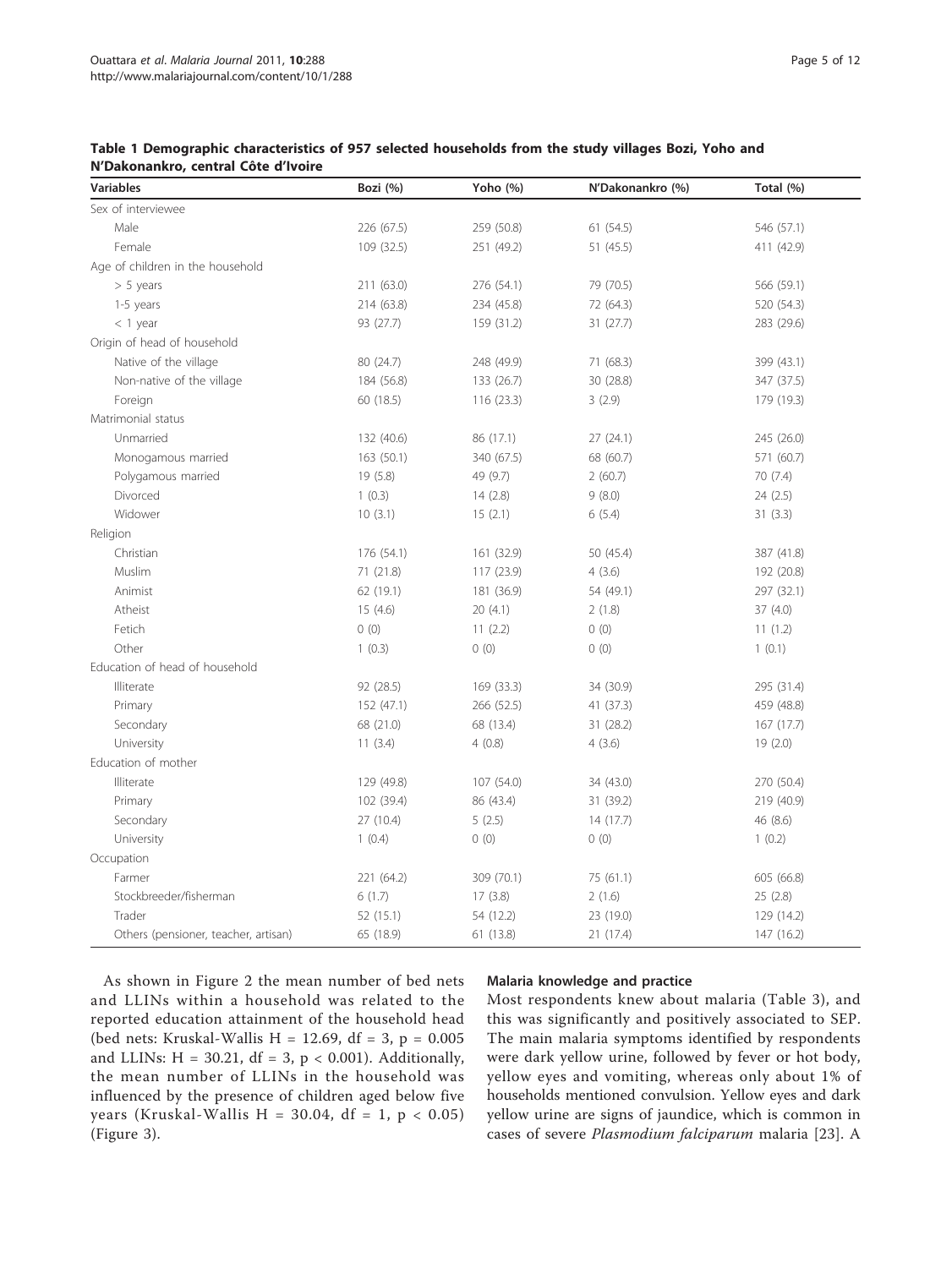**Table 1 Demographic characteristics of 957 selected households from the study villages Bozi, Yoho and N'Dakonankro, central Côte d'Ivoire**

| Variables | Bozi (%) | Yoho (%) | N'Dakonankro (%) | Total (%) |
|---|---|---|---|---|
| Sex of interviewee | | | | |
| Male | 226 (67.5) | 259 (50.8) | 61 (54.5) | 546 (57.1) |
| Female | 109 (32.5) | 251 (49.2) | 51 (45.5) | 411 (42.9) |
| Age of children in the household | | | | |
| > 5 years | 211 (63.0) | 276 (54.1) | 79 (70.5) | 566 (59.1) |
| 1-5 years | 214 (63.8) | 234 (45.8) | 72 (64.3) | 520 (54.3) |
| < 1 year | 93 (27.7) | 159 (31.2) | 31 (27.7) | 283 (29.6) |
| Origin of head of household | | | | |
| Native of the village | 80 (24.7) | 248 (49.9) | 71 (68.3) | 399 (43.1) |
| Non-native of the village | 184 (56.8) | 133 (26.7) | 30 (28.8) | 347 (37.5) |
| Foreign | 60 (18.5) | 116 (23.3) | 3 (2.9) | 179 (19.3) |
| Matrimonial status | | | | |
| Unmarried | 132 (40.6) | 86 (17.1) | 27 (24.1) | 245 (26.0) |
| Monogamous married | 163 (50.1) | 340 (67.5) | 68 (60.7) | 571 (60.7) |
| Polygamous married | 19 (5.8) | 49 (9.7) | 2 (60.7) | 70 (7.4) |
| Divorced | 1 (0.3) | 14 (2.8) | 9 (8.0) | 24 (2.5) |
| Widower | 10 (3.1) | 15 (2.1) | 6 (5.4) | 31 (3.3) |
| Religion | | | | |
| Christian | 176 (54.1) | 161 (32.9) | 50 (45.4) | 387 (41.8) |
| Muslim | 71 (21.8) | 117 (23.9) | 4 (3.6) | 192 (20.8) |
| Animist | 62 (19.1) | 181 (36.9) | 54 (49.1) | 297 (32.1) |
| Atheist | 15 (4.6) | 20 (4.1) | 2 (1.8) | 37 (4.0) |
| Fetich | 0 (0) | 11 (2.2) | 0 (0) | 11 (1.2) |
| Other | 1 (0.3) | 0 (0) | 0 (0) | 1 (0.1) |
| Education of head of household | | | | |
| Illiterate | 92 (28.5) | 169 (33.3) | 34 (30.9) | 295 (31.4) |
| Primary | 152 (47.1) | 266 (52.5) | 41 (37.3) | 459 (48.8) |
| Secondary | 68 (21.0) | 68 (13.4) | 31 (28.2) | 167 (17.7) |
| University | 11 (3.4) | 4 (0.8) | 4 (3.6) | 19 (2.0) |
| Education of mother | | | | |
| Illiterate | 129 (49.8) | 107 (54.0) | 34 (43.0) | 270 (50.4) |
| Primary | 102 (39.4) | 86 (43.4) | 31 (39.2) | 219 (40.9) |
| Secondary | 27 (10.4) | 5 (2.5) | 14 (17.7) | 46 (8.6) |
| University | 1 (0.4) | 0 (0) | 0 (0) | 1 (0.2) |
| Occupation | | | | |
| Farmer | 221 (64.2) | 309 (70.1) | 75 (61.1) | 605 (66.8) |
| Stockbreeder/fisherman | 6 (1.7) | 17 (3.8) | 2 (1.6) | 25 (2.8) |
| Trader | 52 (15.1) | 54 (12.2) | 23 (19.0) | 129 (14.2) |
| Others (pensioner, teacher, artisan) | 65 (18.9) | 61 (13.8) | 21 (17.4) | 147 (16.2) |

As shown in Figure 2 the mean number of bed nets and LLINs within a household was related to the reported education attainment of the household head (bed nets: Kruskal-Wallis $H = 12.69$, $df = 3$, $p = 0.005$ and LLINs: $H = 30.21$, $df = 3$, $p < 0.001$). Additionally, the mean number of LLINs in the household was influenced by the presence of children aged below five years (Kruskal-Wallis $H = 30.04$, $df = 1$, $p < 0.05$) (Figure 3).

### Malaria knowledge and practice

Most respondents knew about malaria (Table 3), and this was significantly and positively associated to SEP. The main malaria symptoms identified by respondents were dark yellow urine, followed by fever or hot body, yellow eyes and vomiting, whereas only about 1% of households mentioned convulsion. Yellow eyes and dark yellow urine are signs of jaundice, which is common in cases of severe *Plasmodium falciparum* malaria [23]. A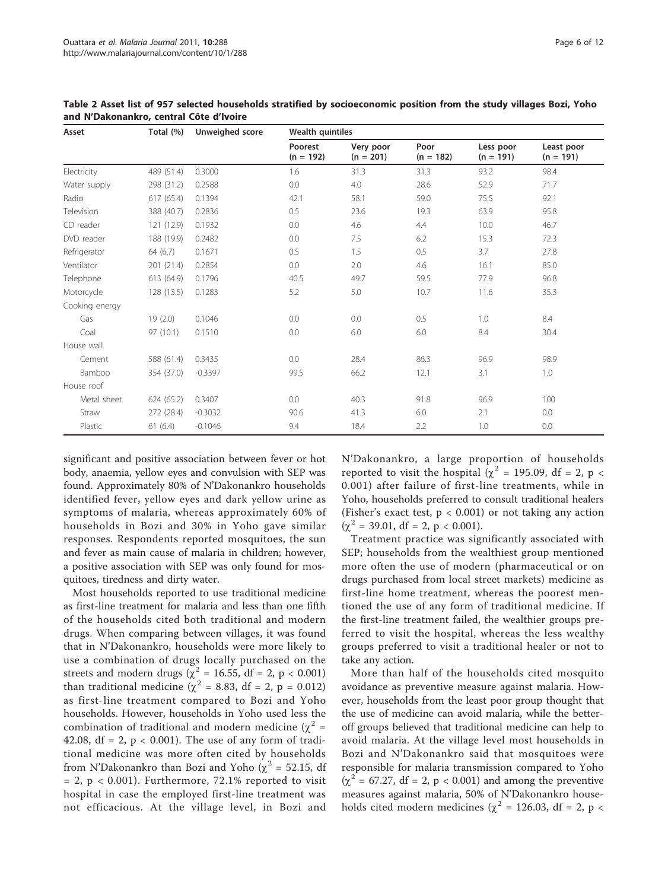**Table 2 Asset list of 957 selected households stratified by socioeconomic position from the study villages Bozi, Yoho and N'Dakonankro, central Côte d'Ivoire**

| Asset | Total (%) | Unweighed score | Wealth quintiles | | | | |
|---|---|---|---|---|---|---|---|
| | | | Poorest (n = 192) | Very poor (n = 201) | Poor (n = 182) | Less poor (n = 191) | Least poor (n = 191) |
| Electricity | 489 (51.4) | 0.3000 | 1.6 | 31.3 | 31.3 | 93.2 | 98.4 |
| Water supply | 298 (31.2) | 0.2588 | 0.0 | 4.0 | 28.6 | 52.9 | 71.7 |
| Radio | 617 (65.4) | 0.1394 | 42.1 | 58.1 | 59.0 | 75.5 | 92.1 |
| Television | 388 (40.7) | 0.2836 | 0.5 | 23.6 | 19.3 | 63.9 | 95.8 |
| CD reader | 121 (12.9) | 0.1932 | 0.0 | 4.6 | 4.4 | 10.0 | 46.7 |
| DVD reader | 188 (19.9) | 0.2482 | 0.0 | 7.5 | 6.2 | 15.3 | 72.3 |
| Refrigerator | 64 (6.7) | 0.1671 | 0.5 | 1.5 | 0.5 | 3.7 | 27.8 |
| Ventilator | 201 (21.4) | 0.2854 | 0.0 | 2.0 | 4.6 | 16.1 | 85.0 |
| Telephone | 613 (64.9) | 0.1796 | 40.5 | 49.7 | 59.5 | 77.9 | 96.8 |
| Motorcycle | 128 (13.5) | 0.1283 | 5.2 | 5.0 | 10.7 | 11.6 | 35.3 |
| Cooking energy | | | | | | | |
| Gas | 19 (2.0) | 0.1046 | 0.0 | 0.0 | 0.5 | 1.0 | 8.4 |
| Coal | 97 (10.1) | 0.1510 | 0.0 | 6.0 | 6.0 | 8.4 | 30.4 |
| House wall | | | | | | | |
| Cement | 588 (61.4) | 0.3435 | 0.0 | 28.4 | 86.3 | 96.9 | 98.9 |
| Bamboo | 354 (37.0) | -0.3397 | 99.5 | 66.2 | 12.1 | 3.1 | 1.0 |
| House roof | | | | | | | |
| Metal sheet | 624 (65.2) | 0.3407 | 0.0 | 40.3 | 91.8 | 96.9 | 100 |
| Straw | 272 (28.4) | -0.3032 | 90.6 | 41.3 | 6.0 | 2.1 | 0.0 |
| Plastic | 61 (6.4) | -0.1046 | 9.4 | 18.4 | 2.2 | 1.0 | 0.0 |

significant and positive association between fever or hot body, anaemia, yellow eyes and convulsion with SEP was found. Approximately 80% of N'Dakonankro households identified fever, yellow eyes and dark yellow urine as symptoms of malaria, whereas approximately 60% of households in Bozi and 30% in Yoho gave similar responses. Respondents reported mosquitoes, the sun and fever as main cause of malaria in children; however, a positive association with SEP was only found for mosquitoes, tiredness and dirty water.

Most households reported to use traditional medicine as first-line treatment for malaria and less than one fifth of the households cited both traditional and modern drugs. When comparing between villages, it was found that in N'Dakonankro, households were more likely to use a combination of drugs locally purchased on the streets and modern drugs ($\chi^2$ = 16.55, df = 2, $p < 0.001$) than traditional medicine ($\chi^2$ = 8.83, df = 2, p = 0.012) as first-line treatment compared to Bozi and Yoho households. However, households in Yoho used less the combination of traditional and modern medicine ($\chi^2$ = 42.08, df = 2, $p < 0.001$). The use of any form of traditional medicine was more often cited by households from N'Dakonankro than Bozi and Yoho ($\chi^2$ = 52.15, df = 2, $p < 0.001$). Furthermore, 72.1% reported to visit hospital in case the employed first-line treatment was not efficacious. At the village level, in Bozi and N'Dakonankro, a large proportion of households reported to visit the hospital ($\chi^2$ = 195.09, df = 2, $p < 0.001$) after failure of first-line treatments, while in Yoho, households preferred to consult traditional healers (Fisher's exact test, $p < 0.001$) or not taking any action ($\chi^2$ = 39.01, df = 2, $p < 0.001$).

Treatment practice was significantly associated with SEP; households from the wealthiest group mentioned more often the use of modern (pharmaceutical or on drugs purchased from local street markets) medicine as first-line home treatment, whereas the poorest mentioned the use of any form of traditional medicine. If the first-line treatment failed, the wealthier groups preferred to visit the hospital, whereas the less wealthy groups preferred to visit a traditional healer or not to take any action.

More than half of the households cited mosquito avoidance as preventive measure against malaria. However, households from the least poor group thought that the use of medicine can avoid malaria, while the better-off groups believed that traditional medicine can help to avoid malaria. At the village level most households in Bozi and N'Dakonankro said that mosquitoes were responsible for malaria transmission compared to Yoho ($\chi^2$ = 67.27, df = 2, $p < 0.001$) and among the preventive measures against malaria, 50% of N'Dakonankro households cited modern medicines ($\chi^2$ = 126.03, df = 2, p <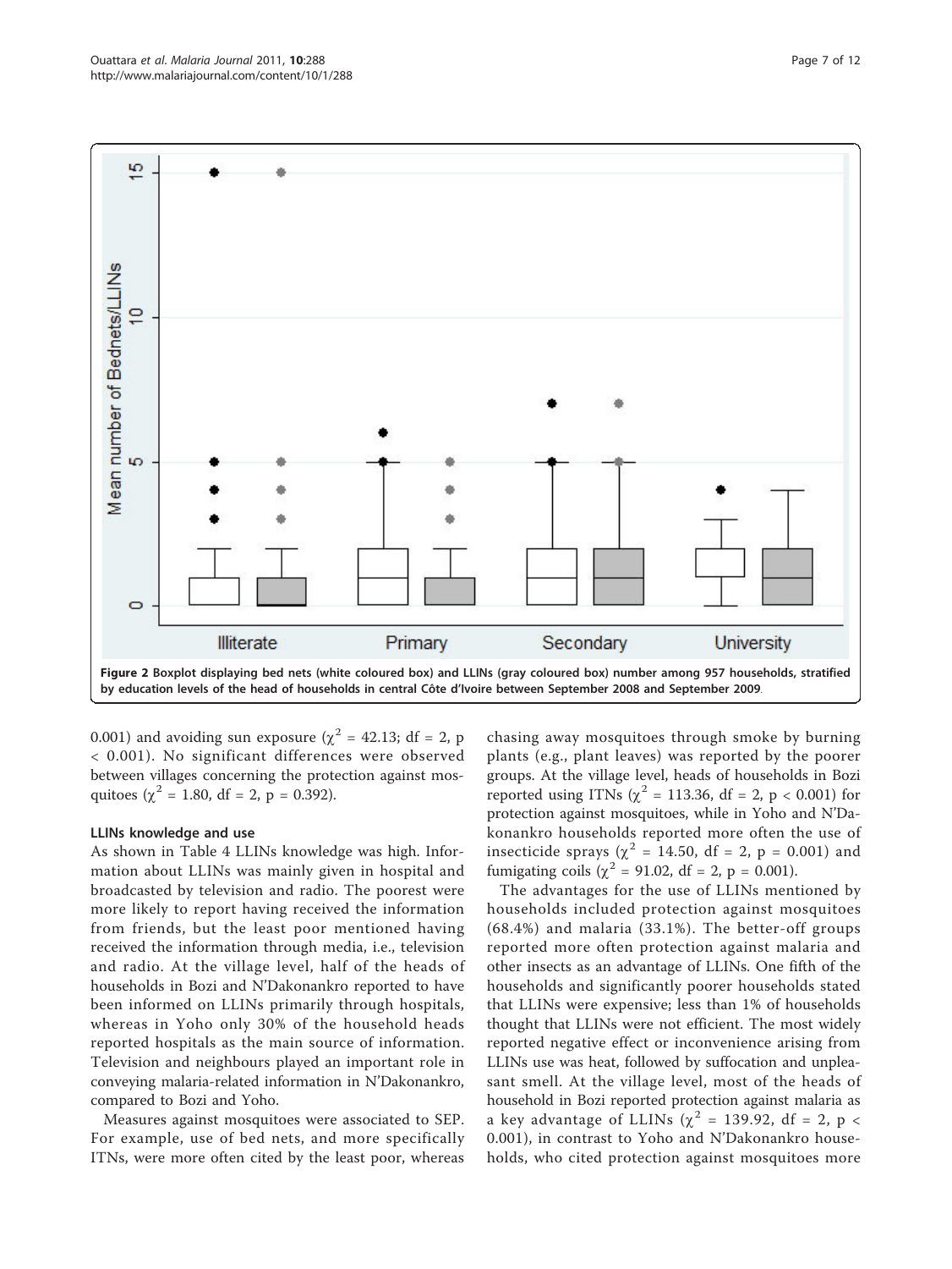**Figure 2 Boxplot displaying bed nets (white coloured box) and LLINs (gray coloured box) number among 957 households, stratified by education levels of the head of households in central Côte d'Ivoire between September 2008 and September 2009.**

0.001) and avoiding sun exposure ($\chi^2$ = 42.13; df = 2, p < 0.001). No significant differences were observed between villages concerning the protection against mosquitoes ($\chi^2$ = 1.80, df = 2, p = 0.392).

### LLINs knowledge and use

As shown in Table 4 LLINs knowledge was high. Information about LLINs was mainly given in hospital and broadcasted by television and radio. The poorest were more likely to report having received the information from friends, but the least poor mentioned having received the information through media, i.e., television and radio. At the village level, half of the heads of households in Bozi and N'Dakonankro reported to have been informed on LLINs primarily through hospitals, whereas in Yoho only 30% of the household heads reported hospitals as the main source of information. Television and neighbours played an important role in conveying malaria-related information in N'Dakonankro, compared to Bozi and Yoho.

Measures against mosquitoes were associated to SEP. For example, use of bed nets, and more specifically ITNs, were more often cited by the least poor, whereas chasing away mosquitoes through smoke by burning plants (e.g., plant leaves) was reported by the poorer groups. At the village level, heads of households in Bozi reported using ITNs ($\chi^2$ = 113.36, df = 2, p < 0.001) for protection against mosquitoes, while in Yoho and N'Dakonankro households reported more often the use of insecticide sprays ($\chi^2$ = 14.50, df = 2, p = 0.001) and fumigating coils ($\chi^2$ = 91.02, df = 2, p = 0.001).

The advantages for the use of LLINs mentioned by households included protection against mosquitoes (68.4%) and malaria (33.1%). The better-off groups reported more often protection against malaria and other insects as an advantage of LLINs. One fifth of the households and significantly poorer households stated that LLINs were expensive; less than 1% of households thought that LLINs were not efficient. The most widely reported negative effect or inconvenience arising from LLINs use was heat, followed by suffocation and unpleasant smell. At the village level, most of the heads of household in Bozi reported protection against malaria as a key advantage of LLINs ($\chi^2$ = 139.92, df = 2, p < 0.001), in contrast to Yoho and N'Dakonankro households, who cited protection against mosquitoes more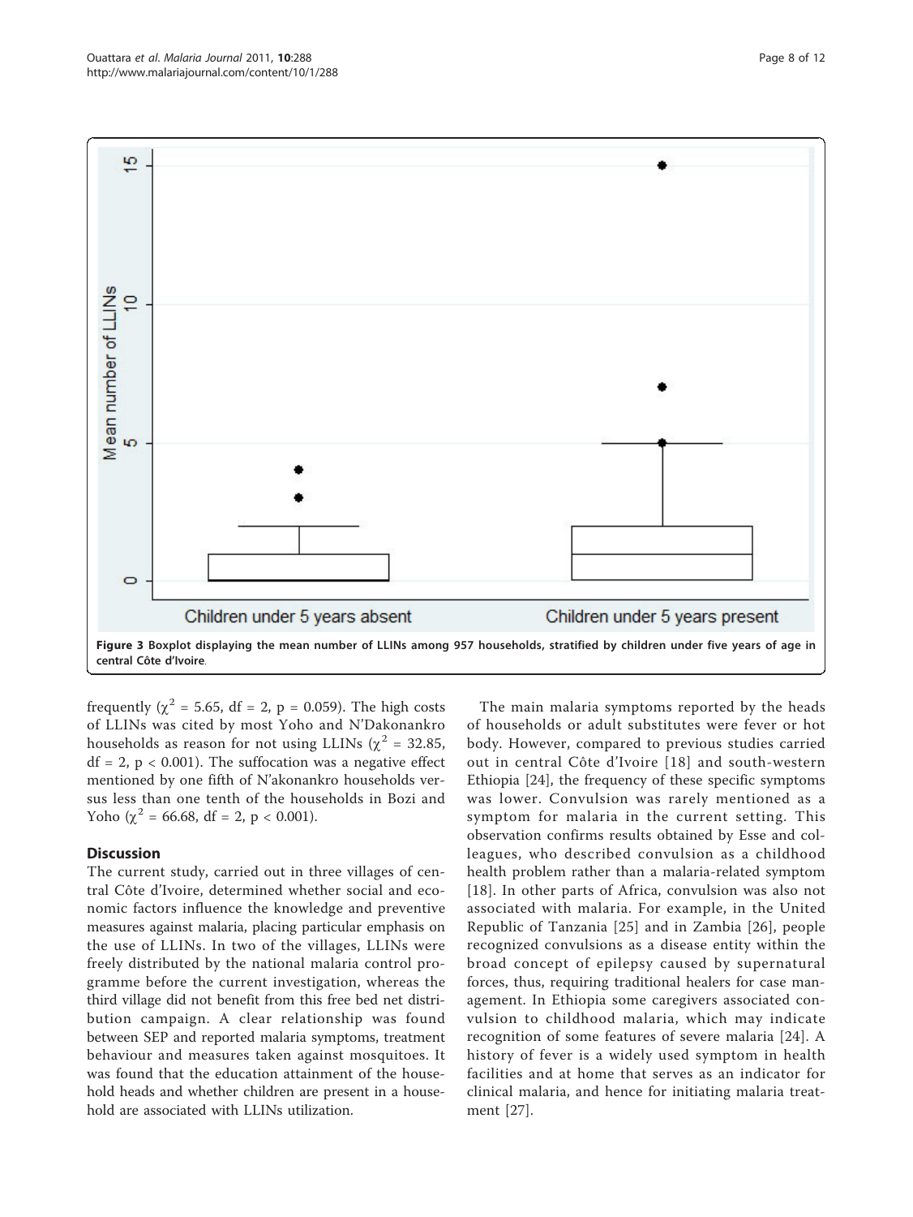Figure 3 Boxplot displaying the mean number of LLINs among 957 households, stratified by children under five years of age in central Côte d'Ivoire.

frequently ($\chi^2$ = 5.65, df = 2, p = 0.059). The high costs of LLINs was cited by most Yoho and N'Dakonankro households as reason for not using LLINs ($\chi^2$ = 32.85, df = 2, p < 0.001). The suffocation was a negative effect mentioned by one fifth of N'akonankro households versus less than one tenth of the households in Bozi and Yoho ($\chi^2$ = 66.68, df = 2, p < 0.001).

## Discussion

The current study, carried out in three villages of central Côte d'Ivoire, determined whether social and economic factors influence the knowledge and preventive measures against malaria, placing particular emphasis on the use of LLINs. In two of the villages, LLINs were freely distributed by the national malaria control programme before the current investigation, whereas the third village did not benefit from this free bed net distribution campaign. A clear relationship was found between SEP and reported malaria symptoms, treatment behaviour and measures taken against mosquitoes. It was found that the education attainment of the household heads and whether children are present in a household are associated with LLINs utilization.

The main malaria symptoms reported by the heads of households or adult substitutes were fever or hot body. However, compared to previous studies carried out in central Côte d'Ivoire [18] and south-western Ethiopia [24], the frequency of these specific symptoms was lower. Convulsion was rarely mentioned as a symptom for malaria in the current setting. This observation confirms results obtained by Esse and colleagues, who described convulsion as a childhood health problem rather than a malaria-related symptom [18]. In other parts of Africa, convulsion was also not associated with malaria. For example, in the United Republic of Tanzania [25] and in Zambia [26], people recognized convulsions as a disease entity within the broad concept of epilepsy caused by supernatural forces, thus, requiring traditional healers for case management. In Ethiopia some caregivers associated convulsion to childhood malaria, which may indicate recognition of some features of severe malaria [24]. A history of fever is a widely used symptom in health facilities and at home that serves as an indicator for clinical malaria, and hence for initiating malaria treatment [27].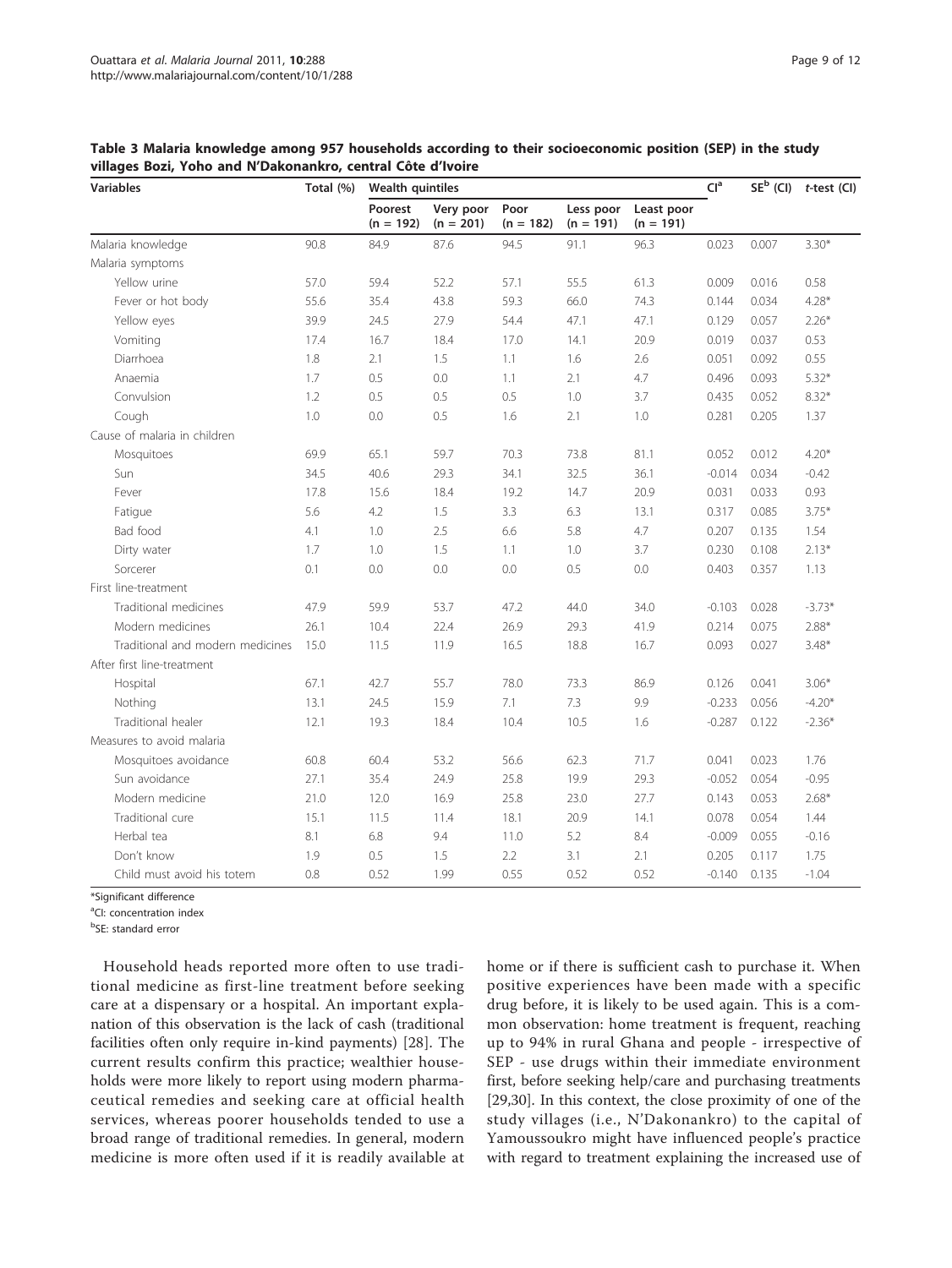**Table 3 Malaria knowledge among 957 households according to their socioeconomic position (SEP) in the study villages Bozi, Yoho and N'Dakonankro, central Côte d'Ivoire**

| Variables | Total (%) | Wealth quintiles | | | | | CI[a] | SE[b] (CI) | *t*-test (CI) |
|---|---|---|---|---|---|---|---|---|---|
| | | Poorest (n = 192) | Very poor (n = 201) | Poor (n = 182) | Less poor (n = 191) | Least poor (n = 191) | | | |
| Malaria knowledge | 90.8 | 84.9 | 87.6 | 94.5 | 91.1 | 96.3 | 0.023 | 0.007 | 3.30* |
| Malaria symptoms | | | | | | | | | |
| Yellow urine | 57.0 | 59.4 | 52.2 | 57.1 | 55.5 | 61.3 | 0.009 | 0.016 | 0.58 |
| Fever or hot body | 55.6 | 35.4 | 43.8 | 59.3 | 66.0 | 74.3 | 0.144 | 0.034 | 4.28* |
| Yellow eyes | 39.9 | 24.5 | 27.9 | 54.4 | 47.1 | 47.1 | 0.129 | 0.057 | 2.26* |
| Vomiting | 17.4 | 16.7 | 18.4 | 17.0 | 14.1 | 20.9 | 0.019 | 0.037 | 0.53 |
| Diarrhoea | 1.8 | 2.1 | 1.5 | 1.1 | 1.6 | 2.6 | 0.051 | 0.092 | 0.55 |
| Anaemia | 1.7 | 0.5 | 0.0 | 1.1 | 2.1 | 4.7 | 0.496 | 0.093 | 5.32* |
| Convulsion | 1.2 | 0.5 | 0.5 | 0.5 | 1.0 | 3.7 | 0.435 | 0.052 | 8.32* |
| Cough | 1.0 | 0.0 | 0.5 | 1.6 | 2.1 | 1.0 | 0.281 | 0.205 | 1.37 |
| Cause of malaria in children | | | | | | | | | |
| Mosquitoes | 69.9 | 65.1 | 59.7 | 70.3 | 73.8 | 81.1 | 0.052 | 0.012 | 4.20* |
| Sun | 34.5 | 40.6 | 29.3 | 34.1 | 32.5 | 36.1 | -0.014 | 0.034 | -0.42 |
| Fever | 17.8 | 15.6 | 18.4 | 19.2 | 14.7 | 20.9 | 0.031 | 0.033 | 0.93 |
| Fatigue | 5.6 | 4.2 | 1.5 | 3.3 | 6.3 | 13.1 | 0.317 | 0.085 | 3.75* |
| Bad food | 4.1 | 1.0 | 2.5 | 6.6 | 5.8 | 4.7 | 0.207 | 0.135 | 1.54 |
| Dirty water | 1.7 | 1.0 | 1.5 | 1.1 | 1.0 | 3.7 | 0.230 | 0.108 | 2.13* |
| Sorcerer | 0.1 | 0.0 | 0.0 | 0.0 | 0.5 | 0.0 | 0.403 | 0.357 | 1.13 |
| First line-treatment | | | | | | | | | |
| Traditional medicines | 47.9 | 59.9 | 53.7 | 47.2 | 44.0 | 34.0 | -0.103 | 0.028 | -3.73* |
| Modern medicines | 26.1 | 10.4 | 22.4 | 26.9 | 29.3 | 41.9 | 0.214 | 0.075 | 2.88* |
| Traditional and modern medicines | 15.0 | 11.5 | 11.9 | 16.5 | 18.8 | 16.7 | 0.093 | 0.027 | 3.48* |
| After first line-treatment | | | | | | | | | |
| Hospital | 67.1 | 42.7 | 55.7 | 78.0 | 73.3 | 86.9 | 0.126 | 0.041 | 3.06* |
| Nothing | 13.1 | 24.5 | 15.9 | 7.1 | 7.3 | 9.9 | -0.233 | 0.056 | -4.20* |
| Traditional healer | 12.1 | 19.3 | 18.4 | 10.4 | 10.5 | 1.6 | -0.287 | 0.122 | -2.36* |
| Measures to avoid malaria | | | | | | | | | |
| Mosquitoes avoidance | 60.8 | 60.4 | 53.2 | 56.6 | 62.3 | 71.7 | 0.041 | 0.023 | 1.76 |
| Sun avoidance | 27.1 | 35.4 | 24.9 | 25.8 | 19.9 | 29.3 | -0.052 | 0.054 | -0.95 |
| Modern medicine | 21.0 | 12.0 | 16.9 | 25.8 | 23.0 | 27.7 | 0.143 | 0.053 | 2.68* |
| Traditional cure | 15.1 | 11.5 | 11.4 | 18.1 | 20.9 | 14.1 | 0.078 | 0.054 | 1.44 |
| Herbal tea | 8.1 | 6.8 | 9.4 | 11.0 | 5.2 | 8.4 | -0.009 | 0.055 | -0.16 |
| Don't know | 1.9 | 0.5 | 1.5 | 2.2 | 3.1 | 2.1 | 0.205 | 0.117 | 1.75 |
| Child must avoid his totem | 0.8 | 0.52 | 1.99 | 0.55 | 0.52 | 0.52 | -0.140 | 0.135 | -1.04 |

*Significant difference

[a]CI: concentration index

[b]SE: standard error

Household heads reported more often to use traditional medicine as first-line treatment before seeking care at a dispensary or a hospital. An important explanation of this observation is the lack of cash (traditional facilities often only require in-kind payments) [28]. The current results confirm this practice; wealthier households were more likely to report using modern pharmaceutical remedies and seeking care at official health services, whereas poorer households tended to use a broad range of traditional remedies. In general, modern medicine is more often used if it is readily available at home or if there is sufficient cash to purchase it. When positive experiences have been made with a specific drug before, it is likely to be used again. This is a common observation: home treatment is frequent, reaching up to 94% in rural Ghana and people - irrespective of SEP - use drugs within their immediate environment first, before seeking help/care and purchasing treatments [29,30]. In this context, the close proximity of one of the study villages (i.e., N'Dakonankro) to the capital of Yamoussoukro might have influenced people's practice with regard to treatment explaining the increased use of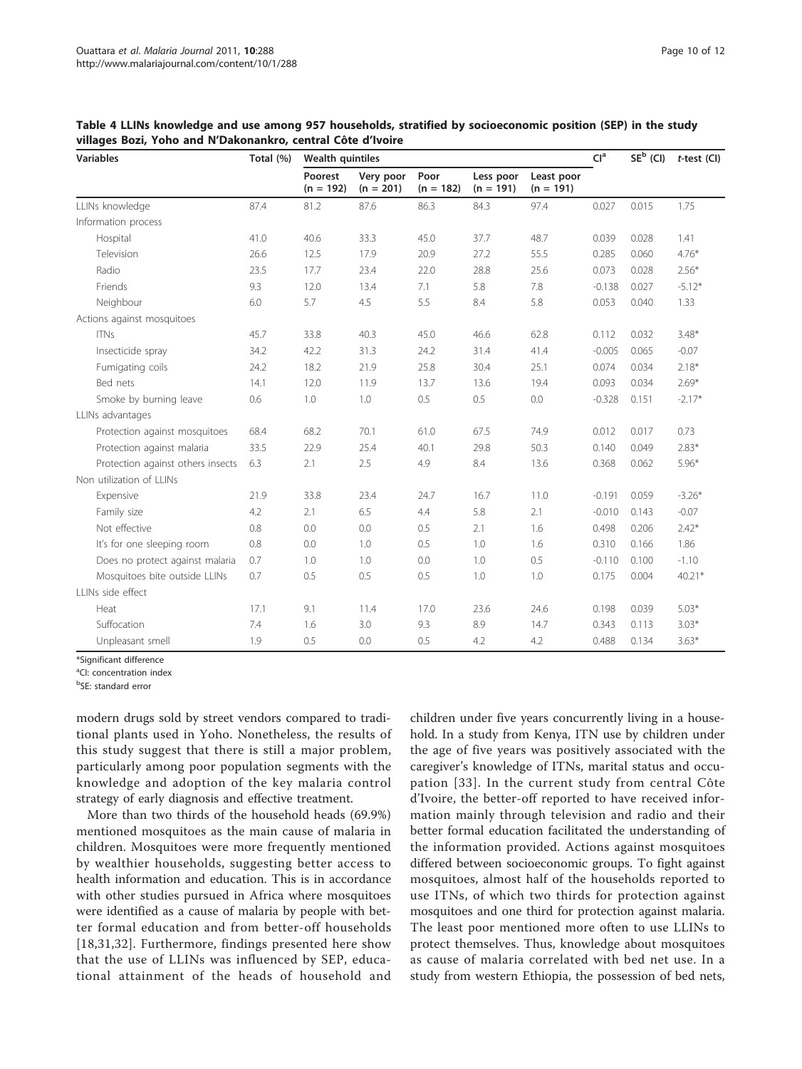**Table 4 LLINs knowledge and use among 957 households, stratified by socioeconomic position (SEP) in the study villages Bozi, Yoho and N'Dakonankro, central Côte d'Ivoire**

| Variables | Total (%) | Wealth quintiles | | | | | CI[a] | SE[b] (CI) | *t*-test (CI) |
|---|---|---|---|---|---|---|---|---|---|
| | | Poorest (n = 192) | Very poor (n = 201) | Poor (n = 182) | Less poor (n = 191) | Least poor (n = 191) | | | |
| LLINs knowledge | 87.4 | 81.2 | 87.6 | 86.3 | 84.3 | 97.4 | 0.027 | 0.015 | 1.75 |
| Information process | | | | | | | | | |
| Hospital | 41.0 | 40.6 | 33.3 | 45.0 | 37.7 | 48.7 | 0.039 | 0.028 | 1.41 |
| Television | 26.6 | 12.5 | 17.9 | 20.9 | 27.2 | 55.5 | 0.285 | 0.060 | 4.76* |
| Radio | 23.5 | 17.7 | 23.4 | 22.0 | 28.8 | 25.6 | 0.073 | 0.028 | 2.56* |
| Friends | 9.3 | 12.0 | 13.4 | 7.1 | 5.8 | 7.8 | -0.138 | 0.027 | -5.12* |
| Neighbour | 6.0 | 5.7 | 4.5 | 5.5 | 8.4 | 5.8 | 0.053 | 0.040 | 1.33 |
| Actions against mosquitoes | | | | | | | | | |
| ITNs | 45.7 | 33.8 | 40.3 | 45.0 | 46.6 | 62.8 | 0.112 | 0.032 | 3.48* |
| Insecticide spray | 34.2 | 42.2 | 31.3 | 24.2 | 31.4 | 41.4 | -0.005 | 0.065 | -0.07 |
| Fumigating coils | 24.2 | 18.2 | 21.9 | 25.8 | 30.4 | 25.1 | 0.074 | 0.034 | 2.18* |
| Bed nets | 14.1 | 12.0 | 11.9 | 13.7 | 13.6 | 19.4 | 0.093 | 0.034 | 2.69* |
| Smoke by burning leave | 0.6 | 1.0 | 1.0 | 0.5 | 0.5 | 0.0 | -0.328 | 0.151 | -2.17* |
| LLINs advantages | | | | | | | | | |
| Protection against mosquitoes | 68.4 | 68.2 | 70.1 | 61.0 | 67.5 | 74.9 | 0.012 | 0.017 | 0.73 |
| Protection against malaria | 33.5 | 22.9 | 25.4 | 40.1 | 29.8 | 50.3 | 0.140 | 0.049 | 2.83* |
| Protection against others insects | 6.3 | 2.1 | 2.5 | 4.9 | 8.4 | 13.6 | 0.368 | 0.062 | 5.96* |
| Non utilization of LLINs | | | | | | | | | |
| Expensive | 21.9 | 33.8 | 23.4 | 24.7 | 16.7 | 11.0 | -0.191 | 0.059 | -3.26* |
| Family size | 4.2 | 2.1 | 6.5 | 4.4 | 5.8 | 2.1 | -0.010 | 0.143 | -0.07 |
| Not effective | 0.8 | 0.0 | 0.0 | 0.5 | 2.1 | 1.6 | 0.498 | 0.206 | 2.42* |
| It's for one sleeping room | 0.8 | 0.0 | 1.0 | 0.5 | 1.0 | 1.6 | 0.310 | 0.166 | 1.86 |
| Does no protect against malaria | 0.7 | 1.0 | 1.0 | 0.0 | 1.0 | 0.5 | -0.110 | 0.100 | -1.10 |
| Mosquitoes bite outside LLINs | 0.7 | 0.5 | 0.5 | 0.5 | 1.0 | 1.0 | 0.175 | 0.004 | 40.21* |
| LLINs side effect | | | | | | | | | |
| Heat | 17.1 | 9.1 | 11.4 | 17.0 | 23.6 | 24.6 | 0.198 | 0.039 | 5.03* |
| Suffocation | 7.4 | 1.6 | 3.0 | 9.3 | 8.9 | 14.7 | 0.343 | 0.113 | 3.03* |
| Unpleasant smell | 1.9 | 0.5 | 0.0 | 0.5 | 4.2 | 4.2 | 0.488 | 0.134 | 3.63* |

*Significant difference

[a]CI: concentration index

[b]SE: standard error

modern drugs sold by street vendors compared to traditional plants used in Yoho. Nonetheless, the results of this study suggest that there is still a major problem, particularly among poor population segments with the knowledge and adoption of the key malaria control strategy of early diagnosis and effective treatment.

More than two thirds of the household heads (69.9%) mentioned mosquitoes as the main cause of malaria in children. Mosquitoes were more frequently mentioned by wealthier households, suggesting better access to health information and education. This is in accordance with other studies pursued in Africa where mosquitoes were identified as a cause of malaria by people with better formal education and from better-off households [18,31,32]. Furthermore, findings presented here show that the use of LLINs was influenced by SEP, educational attainment of the heads of household and children under five years concurrently living in a household. In a study from Kenya, ITN use by children under the age of five years was positively associated with the caregiver's knowledge of ITNs, marital status and occupation [33]. In the current study from central Côte d'Ivoire, the better-off reported to have received information mainly through television and radio and their better formal education facilitated the understanding of the information provided. Actions against mosquitoes differed between socioeconomic groups. To fight against mosquitoes, almost half of the households reported to use ITNs, of which two thirds for protection against mosquitoes and one third for protection against malaria. The least poor mentioned more often to use LLINs to protect themselves. Thus, knowledge about mosquitoes as cause of malaria correlated with bed net use. In a study from western Ethiopia, the possession of bed nets,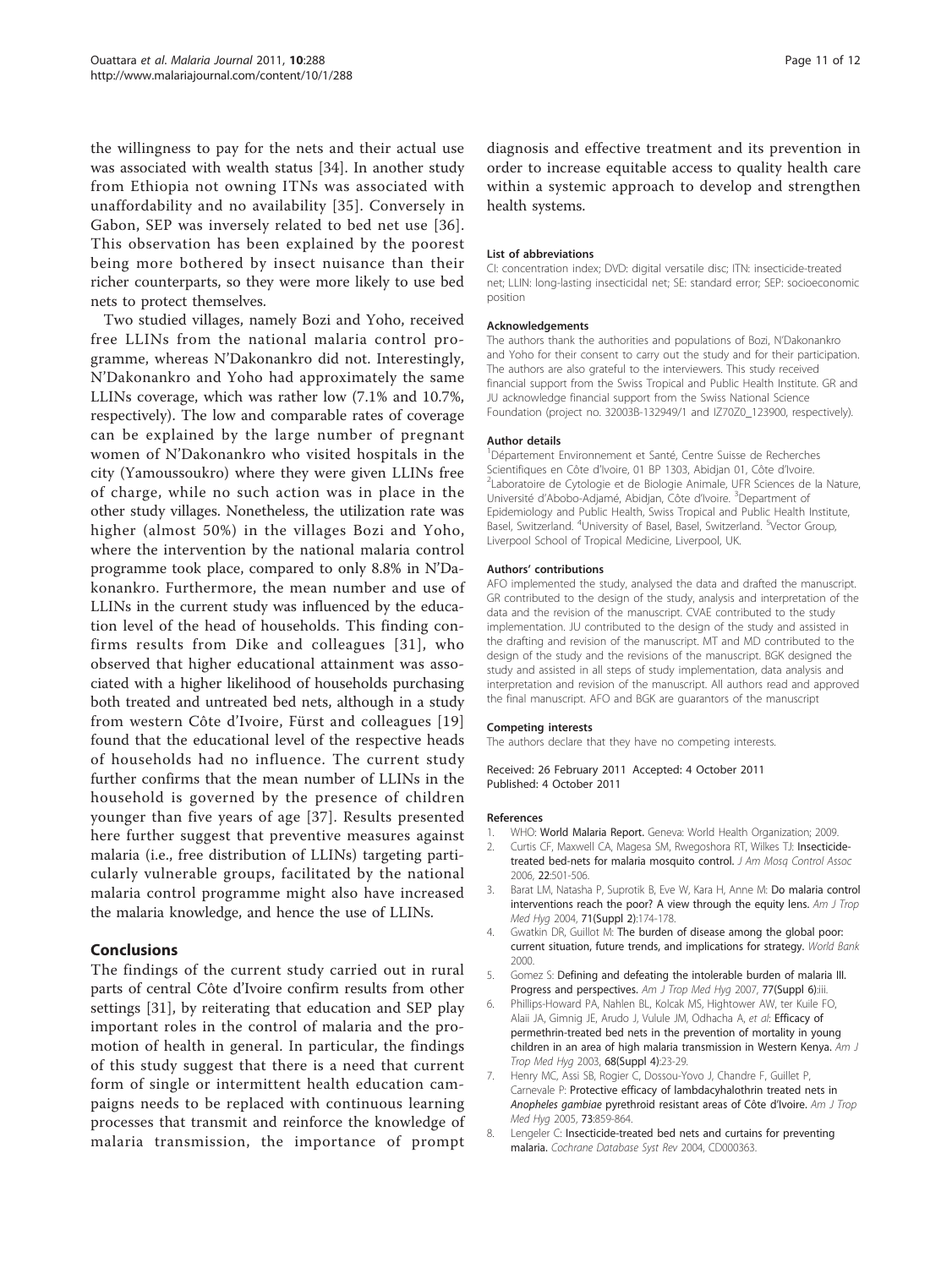the willingness to pay for the nets and their actual use was associated with wealth status [34]. In another study from Ethiopia not owning ITNs was associated with unaffordability and no availability [35]. Conversely in Gabon, SEP was inversely related to bed net use [36]. This observation has been explained by the poorest being more bothered by insect nuisance than their richer counterparts, so they were more likely to use bed nets to protect themselves.

Two studied villages, namely Bozi and Yoho, received free LLINs from the national malaria control programme, whereas N'Dakonankro did not. Interestingly, N'Dakonankro and Yoho had approximately the same LLINs coverage, which was rather low (7.1% and 10.7%, respectively). The low and comparable rates of coverage can be explained by the large number of pregnant women of N'Dakonankro who visited hospitals in the city (Yamoussoukro) where they were given LLINs free of charge, while no such action was in place in the other study villages. Nonetheless, the utilization rate was higher (almost 50%) in the villages Bozi and Yoho, where the intervention by the national malaria control programme took place, compared to only 8.8% in N'Dakonankro. Furthermore, the mean number and use of LLINs in the current study was influenced by the education level of the head of households. This finding confirms results from Dike and colleagues [31], who observed that higher educational attainment was associated with a higher likelihood of households purchasing both treated and untreated bed nets, although in a study from western Côte d'Ivoire, Fürst and colleagues [19] found that the educational level of the respective heads of households had no influence. The current study further confirms that the mean number of LLINs in the household is governed by the presence of children younger than five years of age [37]. Results presented here further suggest that preventive measures against malaria (i.e., free distribution of LLINs) targeting particularly vulnerable groups, facilitated by the national malaria control programme might also have increased the malaria knowledge, and hence the use of LLINs.

## Conclusions

The findings of the current study carried out in rural parts of central Côte d'Ivoire confirm results from other settings [31], by reiterating that education and SEP play important roles in the control of malaria and the promotion of health in general. In particular, the findings of this study suggest that there is a need that current form of single or intermittent health education campaigns needs to be replaced with continuous learning processes that transmit and reinforce the knowledge of malaria transmission, the importance of prompt diagnosis and effective treatment and its prevention in order to increase equitable access to quality health care within a systemic approach to develop and strengthen health systems.

#### List of abbreviations

CI: concentration index; DVD: digital versatile disc; ITN: insecticide-treated net; LLIN: long-lasting insecticidal net; SE: standard error; SEP: socioeconomic position

#### Acknowledgements

The authors thank the authorities and populations of Bozi, N'Dakonankro and Yoho for their consent to carry out the study and for their participation. The authors are also grateful to the interviewers. This study received financial support from the Swiss Tropical and Public Health Institute. GR and JU acknowledge financial support from the Swiss National Science Foundation (project no. 32003B-132949/1 and IZ70Z0_123900, respectively).

#### Author details

[1]Département Environnement et Santé, Centre Suisse de Recherches Scientifiques en Côte d'Ivoire, 01 BP 1303, Abidjan 01, Côte d'Ivoire. [2]Laboratoire de Cytologie et de Biologie Animale, UFR Sciences de la Nature, Université d'Abobo-Adjamé, Abidjan, Côte d'Ivoire. [3]Department of Epidemiology and Public Health, Swiss Tropical and Public Health Institute, Basel, Switzerland. [4]University of Basel, Basel, Switzerland. [5]Vector Group, Liverpool School of Tropical Medicine, Liverpool, UK.

#### Authors' contributions

AFO implemented the study, analysed the data and drafted the manuscript. GR contributed to the design of the study, analysis and interpretation of the data and the revision of the manuscript. CVAE contributed to the study implementation. JU contributed to the design of the study and assisted in the drafting and revision of the manuscript. MT and MD contributed to the design of the study and the revisions of the manuscript. BGK designed the study and assisted in all steps of study implementation, data analysis and interpretation and revision of the manuscript. All authors read and approved the final manuscript. AFO and BGK are guarantors of the manuscript

#### Competing interests

The authors declare that they have no competing interests.

Received: 26 February 2011 Accepted: 4 October 2011
Published: 4 October 2011

#### References

1. WHO: **World Malaria Report.** Geneva: World Health Organization; 2009.
2. Curtis CF, Maxwell CA, Magesa SM, Rwegoshora RT, Wilkes TJ: **Insecticide-treated bed-nets for malaria mosquito control.** *J Am Mosq Control Assoc* 2006, **22**:501-506.
3. Barat LM, Natasha P, Suprotik B, Eve W, Kara H, Anne M: **Do malaria control interventions reach the poor? A view through the equity lens.** *Am J Trop Med Hyg* 2004, **71(Suppl 2)**:174-178.
4. Gwatkin DR, Guillot M: **The burden of disease among the global poor: current situation, future trends, and implications for strategy.** *World Bank* 2000.
5. Gomez S: **Defining and defeating the intolerable burden of malaria III. Progress and perspectives.** *Am J Trop Med Hyg* 2007, **77(Suppl 6)**:iii.
6. Phillips-Howard PA, Nahlen BL, Kolcak MS, Hightower AW, ter Kuile FO, Alaii JA, Gimnig JE, Arudo J, Vulule JM, Odhacha A, *et al*: **Efficacy of permethrin-treated bed nets in the prevention of mortality in young children in an area of high malaria transmission in Western Kenya.** *Am J Trop Med Hyg* 2003, **68(Suppl 4)**:23-29.
7. Henry MC, Assi SB, Rogier C, Dossou-Yovo J, Chandre F, Guillet P, Carnevale P: **Protective efficacy of lambdacyhalothrin treated nets in *Anopheles gambiae* pyrethroid resistant areas of Côte d'Ivoire.** *Am J Trop Med Hyg* 2005, **73**:859-864.
8. Lengeler C: **Insecticide-treated bed nets and curtains for preventing malaria.** *Cochrane Database Syst Rev* 2004, CD000363.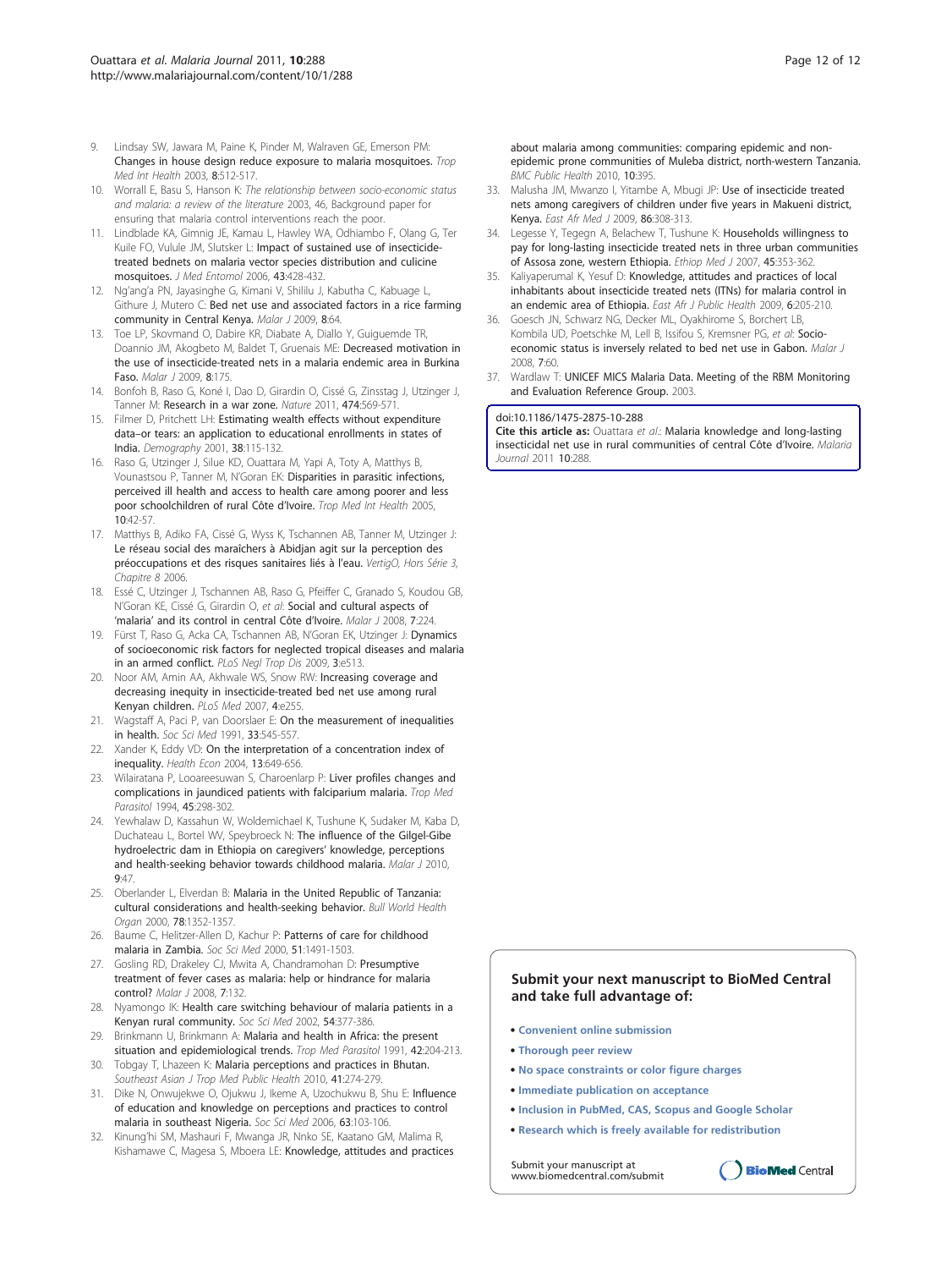9. Lindsay SW, Jawara M, Paine K, Pinder M, Walraven GE, Emerson PM: Changes in house design reduce exposure to malaria mosquitoes. *Trop Med Int Health* 2003, **8**:512-517.
10. Worrall E, Basu S, Hanson K: *The relationship between socio-economic status and malaria: a review of the literature* 2003, 46, Background paper for ensuring that malaria control interventions reach the poor.
11. Lindblade KA, Gimnig JE, Kamau L, Hawley WA, Odhiambo F, Olang G, Ter Kuile FO, Vulule JM, Slutsker L: Impact of sustained use of insecticide-treated bednets on malaria vector species distribution and culicine mosquitoes. *J Med Entomol* 2006, **43**:428-432.
12. Ng'ang'a PN, Jayasinghe G, Kimani V, Shililu J, Kabutha C, Kabuage L, Githure J, Mutero C: Bed net use and associated factors in a rice farming community in Central Kenya. *Malar J* 2009, **8**:64.
13. Toe LP, Skovmand O, Dabire KR, Diabate A, Diallo Y, Guiguemde TR, Doannio JM, Akogbeto M, Baldet T, Gruenais ME: Decreased motivation in the use of insecticide-treated nets in a malaria endemic area in Burkina Faso. *Malar J* 2009, **8**:175.
14. Bonfoh B, Raso G, Koné I, Dao D, Girardin O, Cissé G, Zinsstag J, Utzinger J, Tanner M: Research in a war zone. *Nature* 2011, **474**:569-571.
15. Filmer D, Pritchett LH: Estimating wealth effects without expenditure data–or tears: an application to educational enrollments in states of India. *Demography* 2001, **38**:115-132.
16. Raso G, Utzinger J, Silue KD, Ouattara M, Yapi A, Toty A, Matthys B, Vounatsou P, Tanner M, N'Goran EK: Disparities in parasitic infections, perceived ill health and access to health care among poorer and less poor schoolchildren of rural Côte d'Ivoire. *Trop Med Int Health* 2005, **10**:42-57.
17. Matthys B, Adiko FA, Cissé G, Wyss K, Tschannen AB, Tanner M, Utzinger J: Le réseau social des maraîchers à Abidjan agit sur la perception des préoccupations et des risques sanitaires liés à l'eau. *VertigO, Hors Série 3, Chapitre 8* 2006.
18. Essé C, Utzinger J, Tschannen AB, Raso G, Pfeiffer C, Granado S, Koudou GB, N'Goran KE, Cissé G, Girardin O, *et al*: Social and cultural aspects of 'malaria' and its control in central Côte d'Ivoire. *Malar J* 2008, **7**:224.
19. Fürst T, Raso G, Acka CA, Tschannen AB, N'Goran EK, Utzinger J: Dynamics of socioeconomic risk factors for neglected tropical diseases and malaria in an armed conflict. *PLoS Negl Trop Dis* 2009, **3**:e513.
20. Noor AM, Amin AA, Akhwale WS, Snow RW: Increasing coverage and decreasing inequity in insecticide-treated bed net use among rural Kenyan children. *PLoS Med* 2007, **4**:e255.
21. Wagstaff A, Paci P, van Doorslaer E: On the measurement of inequalities in health. *Soc Sci Med* 1991, **33**:545-557.
22. Xander K, Eddy VD: On the interpretation of a concentration index of inequality. *Health Econ* 2004, **13**:649-656.
23. Wilairatana P, Looareesuwan S, Charoenlarp P: Liver profiles changes and complications in jaundiced patients with falciparium malaria. *Trop Med Parasitol* 1994, **45**:298-302.
24. Yewhalaw D, Kassahun W, Woldemichael K, Tushune K, Sudaker M, Kaba D, Duchateau L, Bortel WV, Speybroeck N: The influence of the Gilgel-Gibe hydroelectric dam in Ethiopia on caregivers' knowledge, perceptions and health-seeking behavior towards childhood malaria. *Malar J* 2010, **9**:47.
25. Oberlander L, Elverdan B: Malaria in the United Republic of Tanzania: cultural considerations and health-seeking behavior. *Bull World Health Organ* 2000, **78**:1352-1357.
26. Baume C, Helitzer-Allen D, Kachur P: Patterns of care for childhood malaria in Zambia. *Soc Sci Med* 2000, **51**:1491-1503.
27. Gosling RD, Drakeley CJ, Mwita A, Chandramohan D: Presumptive treatment of fever cases as malaria: help or hindrance for malaria control? *Malar J* 2008, **7**:132.
28. Nyamongo IK: Health care switching behaviour of malaria patients in a Kenyan rural community. *Soc Sci Med* 2002, **54**:377-386.
29. Brinkmann U, Brinkmann A: Malaria and health in Africa: the present situation and epidemiological trends. *Trop Med Parasitol* 1991, **42**:204-213.
30. Tobgay T, Lhazeen K: Malaria perceptions and practices in Bhutan. *Southeast Asian J Trop Med Public Health* 2010, **41**:274-279.
31. Dike N, Onwujekwe O, Ojukwu J, Ikeme A, Uzochukwu B, Shu E: Influence of education and knowledge on perceptions and practices to control malaria in southeast Nigeria. *Soc Sci Med* 2006, **63**:103-106.
32. Kinung'hi SM, Mashauri F, Mwanga JR, Nnko SE, Kaatano GM, Malima R, Kishamawe C, Magesa S, Mboera LE: Knowledge, attitudes and practices about malaria among communities: comparing epidemic and non-epidemic prone communities of Muleba district, north-western Tanzania. *BMC Public Health* 2010, **10**:395.
33. Malusha JM, Mwanzo I, Yitambe A, Mbugi JP: Use of insecticide treated nets among caregivers of children under five years in Makueni district, Kenya. *East Afr Med J* 2009, **86**:308-313.
34. Legesse Y, Tegegn A, Belachew T, Tushune K: Households willingness to pay for long-lasting insecticide treated nets in three urban communities of Assosa zone, western Ethiopia. *Ethiop Med J* 2007, **45**:353-362.
35. Kaliyaperumal K, Yesuf D: Knowledge, attitudes and practices of local inhabitants about insecticide treated nets (ITNs) for malaria control in an endemic area of Ethiopia. *East Afr J Public Health* 2009, **6**:205-210.
36. Goesch JN, Schwarz NG, Decker ML, Oyakhirome S, Borchert LB, Kombila UD, Poetschke M, Lell B, Issifou S, Kremsner PG, *et al*: Socio-economic status is inversely related to bed net use in Gabon. *Malar J* 2008, **7**:60.
37. Wardlaw T: UNICEF MICS Malaria Data. Meeting of the RBM Monitoring and Evaluation Reference Group. 2003.

doi:10.1186/1475-2875-10-288

**Cite this article as:** Ouattara *et al.*: Malaria knowledge and long-lasting insecticidal net use in rural communities of central Côte d'Ivoire. *Malaria Journal* 2011 **10**:288.